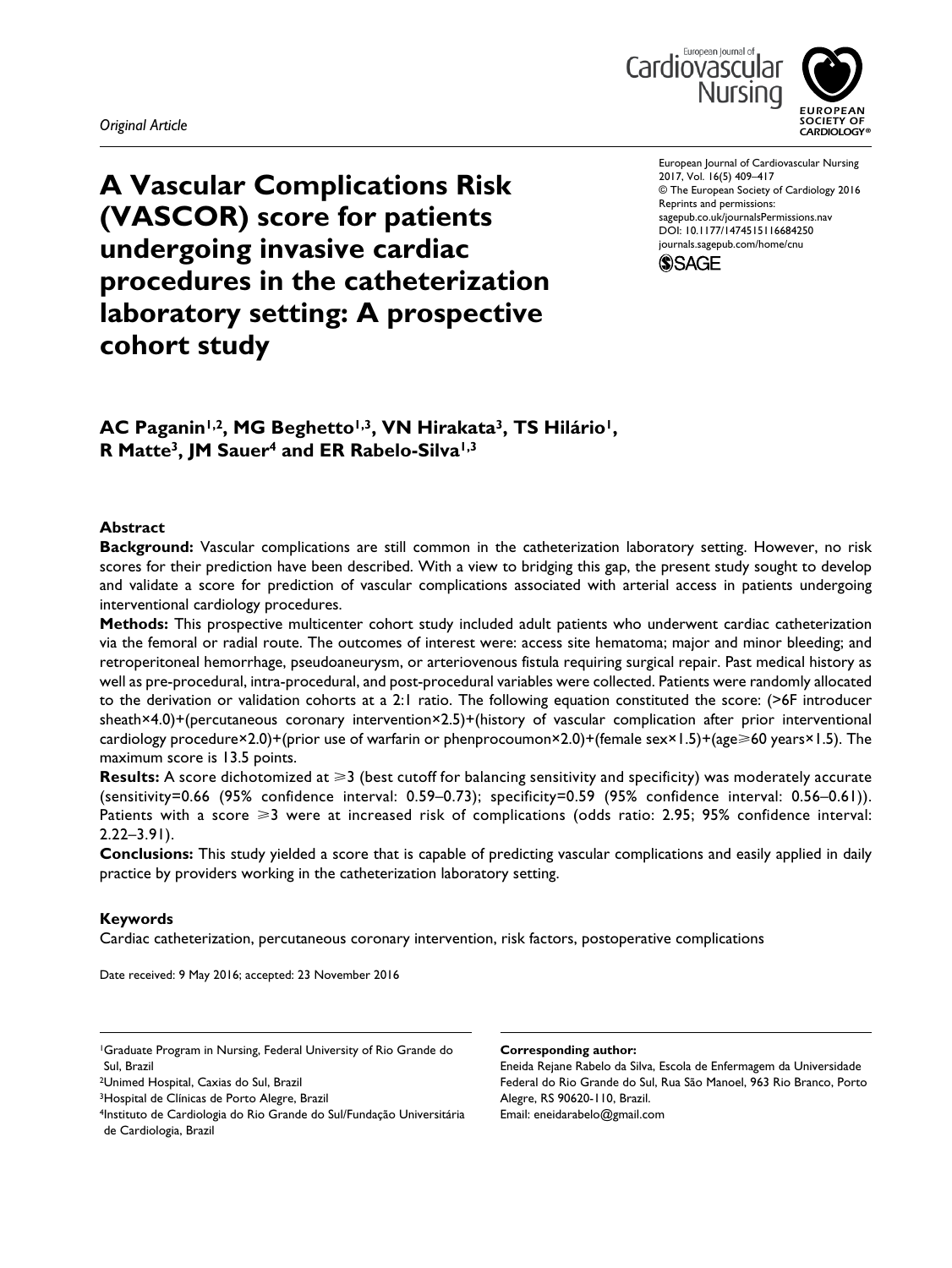*Original Article*

# A Vascular Complications Risk (VASCOR) score for patients undergoing invasive cardiac procedures in the catheterization laboratory setting: A prospective cohort study

European Journal of Cardiovascular Nursing
2017, Vol. 16(5) 409–417
© The European Society of Cardiology 2016
Reprints and permissions: sagepub.co.uk/journalsPermissions.nav
DOI: 10.1177/1474515116684250
journals.sagepub.com/home/cnu

**AC Paganin[1,2], MG Beghetto[1,3], VN Hirakata[3], TS Hilário[1], R Matte[3], JM Sauer[4] and ER Rabelo-Silva[1,3]**

## Abstract

**Background:** Vascular complications are still common in the catheterization laboratory setting. However, no risk scores for their prediction have been described. With a view to bridging this gap, the present study sought to develop and validate a score for prediction of vascular complications associated with arterial access in patients undergoing interventional cardiology procedures.

**Methods:** This prospective multicenter cohort study included adult patients who underwent cardiac catheterization via the femoral or radial route. The outcomes of interest were: access site hematoma; major and minor bleeding; and retroperitoneal hemorrhage, pseudoaneurysm, or arteriovenous fistula requiring surgical repair. Past medical history as well as pre-procedural, intra-procedural, and post-procedural variables were collected. Patients were randomly allocated to the derivation or validation cohorts at a 2:1 ratio. The following equation constituted the score: (>6F introducer sheath×4.0)+(percutaneous coronary intervention×2.5)+(history of vascular complication after prior interventional cardiology procedure×2.0)+(prior use of warfarin or phenprocoumon×2.0)+(female sex×1.5)+(age⩾60 years×1.5). The maximum score is 13.5 points.

**Results:** A score dichotomized at ⩾3 (best cutoff for balancing sensitivity and specificity) was moderately accurate (sensitivity=0.66 (95% confidence interval: 0.59–0.73); specificity=0.59 (95% confidence interval: 0.56–0.61)). Patients with a score ⩾3 were at increased risk of complications (odds ratio: 2.95; 95% confidence interval: 2.22–3.91).

**Conclusions:** This study yielded a score that is capable of predicting vascular complications and easily applied in daily practice by providers working in the catheterization laboratory setting.

### Keywords

Cardiac catheterization, percutaneous coronary intervention, risk factors, postoperative complications

Date received: 9 May 2016; accepted: 23 November 2016

[1]Graduate Program in Nursing, Federal University of Rio Grande do Sul, Brazil
[2]Unimed Hospital, Caxias do Sul, Brazil
[3]Hospital de Clínicas de Porto Alegre, Brazil
[4]Instituto de Cardiologia do Rio Grande do Sul/Fundação Universitária de Cardiologia, Brazil

**Corresponding author:**
Eneida Rejane Rabelo da Silva, Escola de Enfermagem da Universidade Federal do Rio Grande do Sul, Rua São Manoel, 963 Rio Branco, Porto Alegre, RS 90620-110, Brazil.
Email: eneidarabelo@gmail.com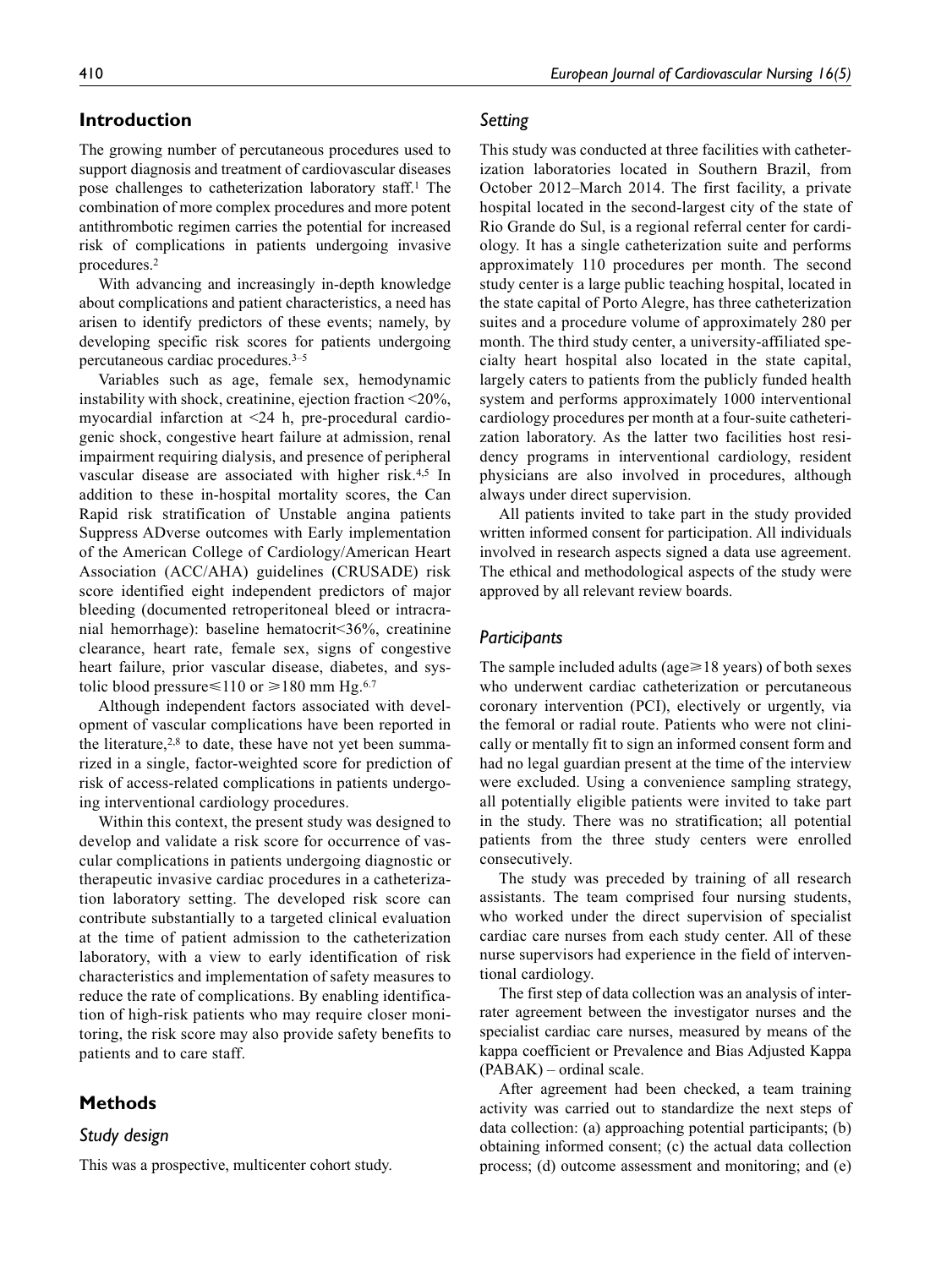## Introduction

The growing number of percutaneous procedures used to support diagnosis and treatment of cardiovascular diseases pose challenges to catheterization laboratory staff.[1] The combination of more complex procedures and more potent antithrombotic regimen carries the potential for increased risk of complications in patients undergoing invasive procedures.[2]

With advancing and increasingly in-depth knowledge about complications and patient characteristics, a need has arisen to identify predictors of these events; namely, by developing specific risk scores for patients undergoing percutaneous cardiac procedures.[3–5]

Variables such as age, female sex, hemodynamic instability with shock, creatinine, ejection fraction <20%, myocardial infarction at <24 h, pre-procedural cardiogenic shock, congestive heart failure at admission, renal impairment requiring dialysis, and presence of peripheral vascular disease are associated with higher risk.[4,5] In addition to these in-hospital mortality scores, the Can Rapid risk stratification of Unstable angina patients Suppress ADverse outcomes with Early implementation of the American College of Cardiology/American Heart Association (ACC/AHA) guidelines (CRUSADE) risk score identified eight independent predictors of major bleeding (documented retroperitoneal bleed or intracranial hemorrhage): baseline hematocrit<36%, creatinine clearance, heart rate, female sex, signs of congestive heart failure, prior vascular disease, diabetes, and systolic blood pressure⩽110 or ⩾180 mm Hg.[6,7]

Although independent factors associated with development of vascular complications have been reported in the literature,[2,8] to date, these have not yet been summarized in a single, factor-weighted score for prediction of risk of access-related complications in patients undergoing interventional cardiology procedures.

Within this context, the present study was designed to develop and validate a risk score for occurrence of vascular complications in patients undergoing diagnostic or therapeutic invasive cardiac procedures in a catheterization laboratory setting. The developed risk score can contribute substantially to a targeted clinical evaluation at the time of patient admission to the catheterization laboratory, with a view to early identification of risk characteristics and implementation of safety measures to reduce the rate of complications. By enabling identification of high-risk patients who may require closer monitoring, the risk score may also provide safety benefits to patients and to care staff.

## Methods

### *Study design*

This was a prospective, multicenter cohort study.

### *Setting*

This study was conducted at three facilities with catheterization laboratories located in Southern Brazil, from October 2012–March 2014. The first facility, a private hospital located in the second-largest city of the state of Rio Grande do Sul, is a regional referral center for cardiology. It has a single catheterization suite and performs approximately 110 procedures per month. The second study center is a large public teaching hospital, located in the state capital of Porto Alegre, has three catheterization suites and a procedure volume of approximately 280 per month. The third study center, a university-affiliated specialty heart hospital also located in the state capital, largely caters to patients from the publicly funded health system and performs approximately 1000 interventional cardiology procedures per month at a four-suite catheterization laboratory. As the latter two facilities host residency programs in interventional cardiology, resident physicians are also involved in procedures, although always under direct supervision.

All patients invited to take part in the study provided written informed consent for participation. All individuals involved in research aspects signed a data use agreement. The ethical and methodological aspects of the study were approved by all relevant review boards.

### *Participants*

The sample included adults (age⩾18 years) of both sexes who underwent cardiac catheterization or percutaneous coronary intervention (PCI), electively or urgently, via the femoral or radial route. Patients who were not clinically or mentally fit to sign an informed consent form and had no legal guardian present at the time of the interview were excluded. Using a convenience sampling strategy, all potentially eligible patients were invited to take part in the study. There was no stratification; all potential patients from the three study centers were enrolled consecutively.

The study was preceded by training of all research assistants. The team comprised four nursing students, who worked under the direct supervision of specialist cardiac care nurses from each study center. All of these nurse supervisors had experience in the field of interventional cardiology.

The first step of data collection was an analysis of inter-rater agreement between the investigator nurses and the specialist cardiac care nurses, measured by means of the kappa coefficient or Prevalence and Bias Adjusted Kappa (PABAK) – ordinal scale.

After agreement had been checked, a team training activity was carried out to standardize the next steps of data collection: (a) approaching potential participants; (b) obtaining informed consent; (c) the actual data collection process; (d) outcome assessment and monitoring; and (e)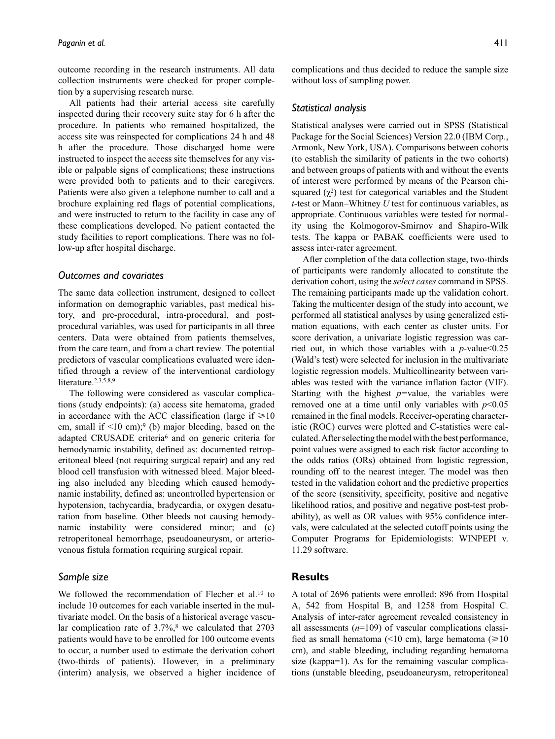outcome recording in the research instruments. All data collection instruments were checked for proper completion by a supervising research nurse.

All patients had their arterial access site carefully inspected during their recovery suite stay for 6 h after the procedure. In patients who remained hospitalized, the access site was reinspected for complications 24 h and 48 h after the procedure. Those discharged home were instructed to inspect the access site themselves for any visible or palpable signs of complications; these instructions were provided both to patients and to their caregivers. Patients were also given a telephone number to call and a brochure explaining red flags of potential complications, and were instructed to return to the facility in case any of these complications developed. No patient contacted the study facilities to report complications. There was no follow-up after hospital discharge.

### *Outcomes and covariates*

The same data collection instrument, designed to collect information on demographic variables, past medical history, and pre-procedural, intra-procedural, and post-procedural variables, was used for participants in all three centers. Data were obtained from patients themselves, from the care team, and from a chart review. The potential predictors of vascular complications evaluated were identified through a review of the interventional cardiology literature.[2,3,5,8,9]

The following were considered as vascular complications (study endpoints): (a) access site hematoma, graded in accordance with the ACC classification (large if ⩾10 cm, small if <10 cm);[9] (b) major bleeding, based on the adapted CRUSADE criteria[6] and on generic criteria for hemodynamic instability, defined as: documented retroperitoneal bleed (not requiring surgical repair) and any red blood cell transfusion with witnessed bleed. Major bleeding also included any bleeding which caused hemodynamic instability, defined as: uncontrolled hypertension or hypotension, tachycardia, bradycardia, or oxygen desaturation from baseline. Other bleeds not causing hemodynamic instability were considered minor; and (c) retroperitoneal hemorrhage, pseudoaneurysm, or arteriovenous fistula formation requiring surgical repair.

### *Sample size*

We followed the recommendation of Flecher et al.[10] to include 10 outcomes for each variable inserted in the multivariate model. On the basis of a historical average vascular complication rate of 3.7%,[8] we calculated that 2703 patients would have to be enrolled for 100 outcome events to occur, a number used to estimate the derivation cohort (two-thirds of patients). However, in a preliminary (interim) analysis, we observed a higher incidence of complications and thus decided to reduce the sample size without loss of sampling power.

### *Statistical analysis*

Statistical analyses were carried out in SPSS (Statistical Package for the Social Sciences) Version 22.0 (IBM Corp., Armonk, New York, USA). Comparisons between cohorts (to establish the similarity of patients in the two cohorts) and between groups of patients with and without the events of interest were performed by means of the Pearson chi-squared ($\chi^2$) test for categorical variables and the Student *t*-test or Mann–Whitney *U* test for continuous variables, as appropriate. Continuous variables were tested for normality using the Kolmogorov-Smirnov and Shapiro-Wilk tests. The kappa or PABAK coefficients were used to assess inter-rater agreement.

After completion of the data collection stage, two-thirds of participants were randomly allocated to constitute the derivation cohort, using the *select cases* command in SPSS. The remaining participants made up the validation cohort. Taking the multicenter design of the study into account, we performed all statistical analyses by using generalized estimation equations, with each center as cluster units. For score derivation, a univariate logistic regression was carried out, in which those variables with a $p$-value<0.25 (Wald's test) were selected for inclusion in the multivariate logistic regression models. Multicollinearity between variables was tested with the variance inflation factor (VIF). Starting with the highest $p$=value, the variables were removed one at a time until only variables with $p$<0.05 remained in the final models. Receiver-operating characteristic (ROC) curves were plotted and C-statistics were calculated. After selecting the model with the best performance, point values were assigned to each risk factor according to the odds ratios (ORs) obtained from logistic regression, rounding off to the nearest integer. The model was then tested in the validation cohort and the predictive properties of the score (sensitivity, specificity, positive and negative likelihood ratios, and positive and negative post-test probability), as well as OR values with 95% confidence intervals, were calculated at the selected cutoff points using the Computer Programs for Epidemiologists: WINPEPI v. 11.29 software.

## Results

A total of 2696 patients were enrolled: 896 from Hospital A, 542 from Hospital B, and 1258 from Hospital C. Analysis of inter-rater agreement revealed consistency in all assessments ($n$=109) of vascular complications classified as small hematoma (<10 cm), large hematoma (⩾10 cm), and stable bleeding, including regarding hematoma size (kappa=1). As for the remaining vascular complications (unstable bleeding, pseudoaneurysm, retroperitoneal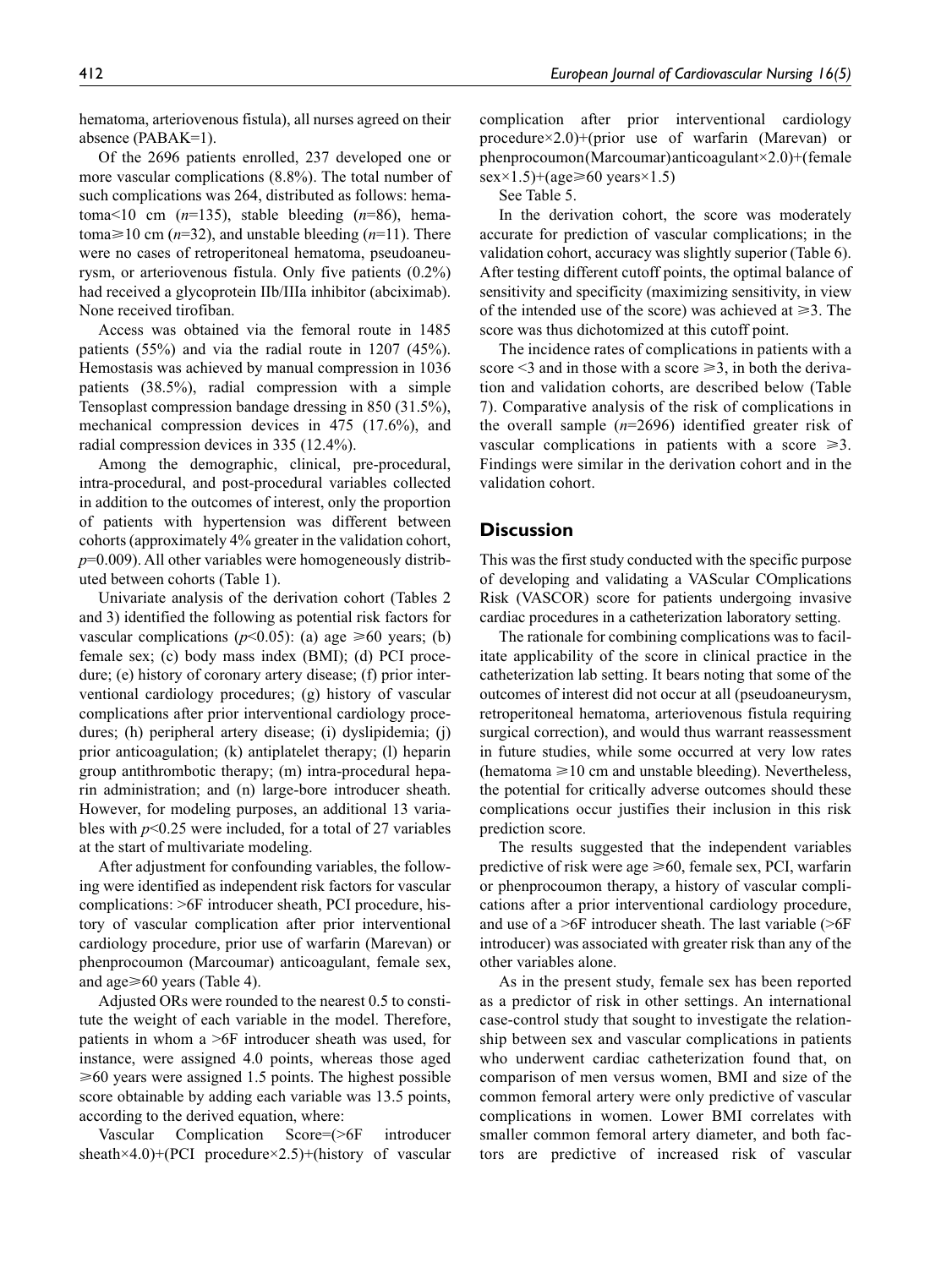hematoma, arteriovenous fistula), all nurses agreed on their absence (PABAK=1).

Of the 2696 patients enrolled, 237 developed one or more vascular complications (8.8%). The total number of such complications was 264, distributed as follows: hematoma<10 cm ($n$=135), stable bleeding ($n$=86), hematoma⩾10 cm ($n$=32), and unstable bleeding ($n$=11). There were no cases of retroperitoneal hematoma, pseudoaneurysm, or arteriovenous fistula. Only five patients (0.2%) had received a glycoprotein IIb/IIIa inhibitor (abciximab). None received tirofiban.

Access was obtained via the femoral route in 1485 patients (55%) and via the radial route in 1207 (45%). Hemostasis was achieved by manual compression in 1036 patients (38.5%), radial compression with a simple Tensoplast compression bandage dressing in 850 (31.5%), mechanical compression devices in 475 (17.6%), and radial compression devices in 335 (12.4%).

Among the demographic, clinical, pre-procedural, intra-procedural, and post-procedural variables collected in addition to the outcomes of interest, only the proportion of patients with hypertension was different between cohorts (approximately 4% greater in the validation cohort, $p$=0.009). All other variables were homogeneously distributed between cohorts (Table 1).

Univariate analysis of the derivation cohort (Tables 2 and 3) identified the following as potential risk factors for vascular complications ($p$<0.05): (a) age ⩾60 years; (b) female sex; (c) body mass index (BMI); (d) PCI procedure; (e) history of coronary artery disease; (f) prior interventional cardiology procedures; (g) history of vascular complications after prior interventional cardiology procedures; (h) peripheral artery disease; (i) dyslipidemia; (j) prior anticoagulation; (k) antiplatelet therapy; (l) heparin group antithrombotic therapy; (m) intra-procedural heparin administration; and (n) large-bore introducer sheath. However, for modeling purposes, an additional 13 variables with $p$<0.25 were included, for a total of 27 variables at the start of multivariate modeling.

After adjustment for confounding variables, the following were identified as independent risk factors for vascular complications: >6F introducer sheath, PCI procedure, history of vascular complication after prior interventional cardiology procedure, prior use of warfarin (Marevan) or phenprocoumon (Marcoumar) anticoagulant, female sex, and age⩾60 years (Table 4).

Adjusted ORs were rounded to the nearest 0.5 to constitute the weight of each variable in the model. Therefore, patients in whom a >6F introducer sheath was used, for instance, were assigned 4.0 points, whereas those aged ⩾60 years were assigned 1.5 points. The highest possible score obtainable by adding each variable was 13.5 points, according to the derived equation, where:

Vascular Complication Score=(>6F introducer sheath×4.0)+(PCI procedure×2.5)+(history of vascular complication after prior interventional cardiology procedure×2.0)+(prior use of warfarin (Marevan) or phenprocoumon(Marcoumar)anticoagulant×2.0)+(female sex×1.5)+(age⩾60 years×1.5)

See Table 5.

In the derivation cohort, the score was moderately accurate for prediction of vascular complications; in the validation cohort, accuracy was slightly superior (Table 6). After testing different cutoff points, the optimal balance of sensitivity and specificity (maximizing sensitivity, in view of the intended use of the score) was achieved at ⩾3. The score was thus dichotomized at this cutoff point.

The incidence rates of complications in patients with a score <3 and in those with a score ⩾3, in both the derivation and validation cohorts, are described below (Table 7). Comparative analysis of the risk of complications in the overall sample ($n$=2696) identified greater risk of vascular complications in patients with a score ⩾3. Findings were similar in the derivation cohort and in the validation cohort.

## Discussion

This was the first study conducted with the specific purpose of developing and validating a VAScular COmplications Risk (VASCOR) score for patients undergoing invasive cardiac procedures in a catheterization laboratory setting.

The rationale for combining complications was to facilitate applicability of the score in clinical practice in the catheterization lab setting. It bears noting that some of the outcomes of interest did not occur at all (pseudoaneurysm, retroperitoneal hematoma, arteriovenous fistula requiring surgical correction), and would thus warrant reassessment in future studies, while some occurred at very low rates (hematoma ⩾10 cm and unstable bleeding). Nevertheless, the potential for critically adverse outcomes should these complications occur justifies their inclusion in this risk prediction score.

The results suggested that the independent variables predictive of risk were age ⩾60, female sex, PCI, warfarin or phenprocoumon therapy, a history of vascular complications after a prior interventional cardiology procedure, and use of a >6F introducer sheath. The last variable (>6F introducer) was associated with greater risk than any of the other variables alone.

As in the present study, female sex has been reported as a predictor of risk in other settings. An international case-control study that sought to investigate the relationship between sex and vascular complications in patients who underwent cardiac catheterization found that, on comparison of men versus women, BMI and size of the common femoral artery were only predictive of vascular complications in women. Lower BMI correlates with smaller common femoral artery diameter, and both factors are predictive of increased risk of vascular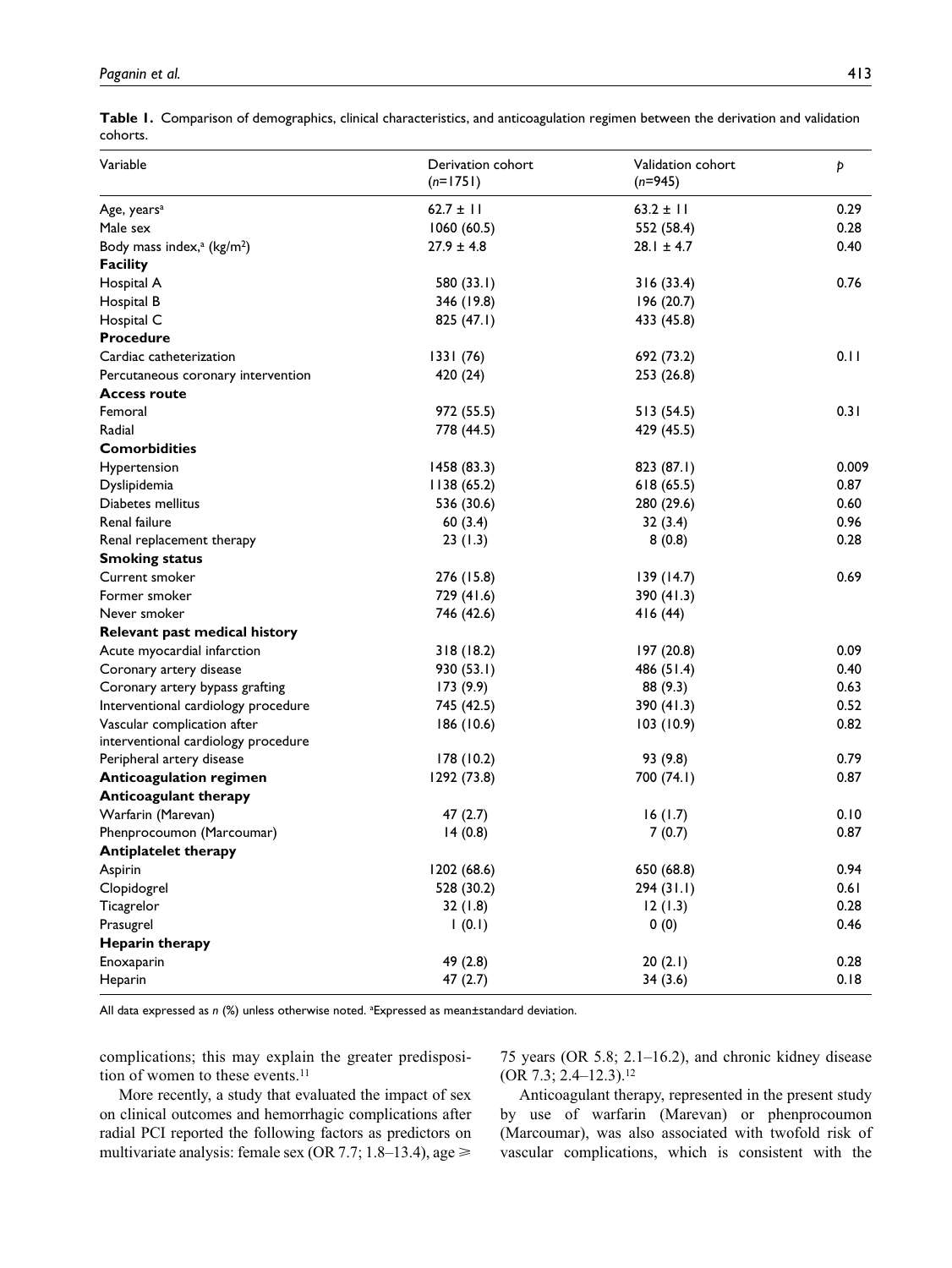**Table 1.** Comparison of demographics, clinical characteristics, and anticoagulation regimen between the derivation and validation cohorts.

| Variable | Derivation cohort (n=1751) | Validation cohort (n=945) | p |
|---|---|---|---|
| Age, years[a] | 62.7 ± 11 | 63.2 ± 11 | 0.29 |
| Male sex | 1060 (60.5) | 552 (58.4) | 0.28 |
| Body mass index,[a] (kg/m$^2$) | 27.9 ± 4.8 | 28.1 ± 4.7 | 0.40 |
| **Facility** | | | |
| Hospital A | 580 (33.1) | 316 (33.4) | 0.76 |
| Hospital B | 346 (19.8) | 196 (20.7) | |
| Hospital C | 825 (47.1) | 433 (45.8) | |
| **Procedure** | | | |
| Cardiac catheterization | 1331 (76) | 692 (73.2) | 0.11 |
| Percutaneous coronary intervention | 420 (24) | 253 (26.8) | |
| **Access route** | | | |
| Femoral | 972 (55.5) | 513 (54.5) | 0.31 |
| Radial | 778 (44.5) | 429 (45.5) | |
| **Comorbidities** | | | |
| Hypertension | 1458 (83.3) | 823 (87.1) | 0.009 |
| Dyslipidemia | 1138 (65.2) | 618 (65.5) | 0.87 |
| Diabetes mellitus | 536 (30.6) | 280 (29.6) | 0.60 |
| Renal failure | 60 (3.4) | 32 (3.4) | 0.96 |
| Renal replacement therapy | 23 (1.3) | 8 (0.8) | 0.28 |
| **Smoking status** | | | |
| Current smoker | 276 (15.8) | 139 (14.7) | 0.69 |
| Former smoker | 729 (41.6) | 390 (41.3) | |
| Never smoker | 746 (42.6) | 416 (44) | |
| **Relevant past medical history** | | | |
| Acute myocardial infarction | 318 (18.2) | 197 (20.8) | 0.09 |
| Coronary artery disease | 930 (53.1) | 486 (51.4) | 0.40 |
| Coronary artery bypass grafting | 173 (9.9) | 88 (9.3) | 0.63 |
| Interventional cardiology procedure | 745 (42.5) | 390 (41.3) | 0.52 |
| Vascular complication after interventional cardiology procedure | 186 (10.6) | 103 (10.9) | 0.82 |
| Peripheral artery disease | 178 (10.2) | 93 (9.8) | 0.79 |
| **Anticoagulation regimen** | 1292 (73.8) | 700 (74.1) | 0.87 |
| **Anticoagulant therapy** | | | |
| Warfarin (Marevan) | 47 (2.7) | 16 (1.7) | 0.10 |
| Phenprocoumon (Marcoumar) | 14 (0.8) | 7 (0.7) | 0.87 |
| **Antiplatelet therapy** | | | |
| Aspirin | 1202 (68.6) | 650 (68.8) | 0.94 |
| Clopidogrel | 528 (30.2) | 294 (31.1) | 0.61 |
| Ticagrelor | 32 (1.8) | 12 (1.3) | 0.28 |
| Prasugrel | 1 (0.1) | 0 (0) | 0.46 |
| **Heparin therapy** | | | |
| Enoxaparin | 49 (2.8) | 20 (2.1) | 0.28 |
| Heparin | 47 (2.7) | 34 (3.6) | 0.18 |

All data expressed as n (%) unless otherwise noted. [a]Expressed as mean±standard deviation.

complications; this may explain the greater predisposition of women to these events.[11]

More recently, a study that evaluated the impact of sex on clinical outcomes and hemorrhagic complications after radial PCI reported the following factors as predictors on multivariate analysis: female sex (OR 7.7; 1.8–13.4), age ⩾ 75 years (OR 5.8; 2.1–16.2), and chronic kidney disease (OR 7.3; 2.4–12.3).[12]

Anticoagulant therapy, represented in the present study by use of warfarin (Marevan) or phenprocoumon (Marcoumar), was also associated with twofold risk of vascular complications, which is consistent with the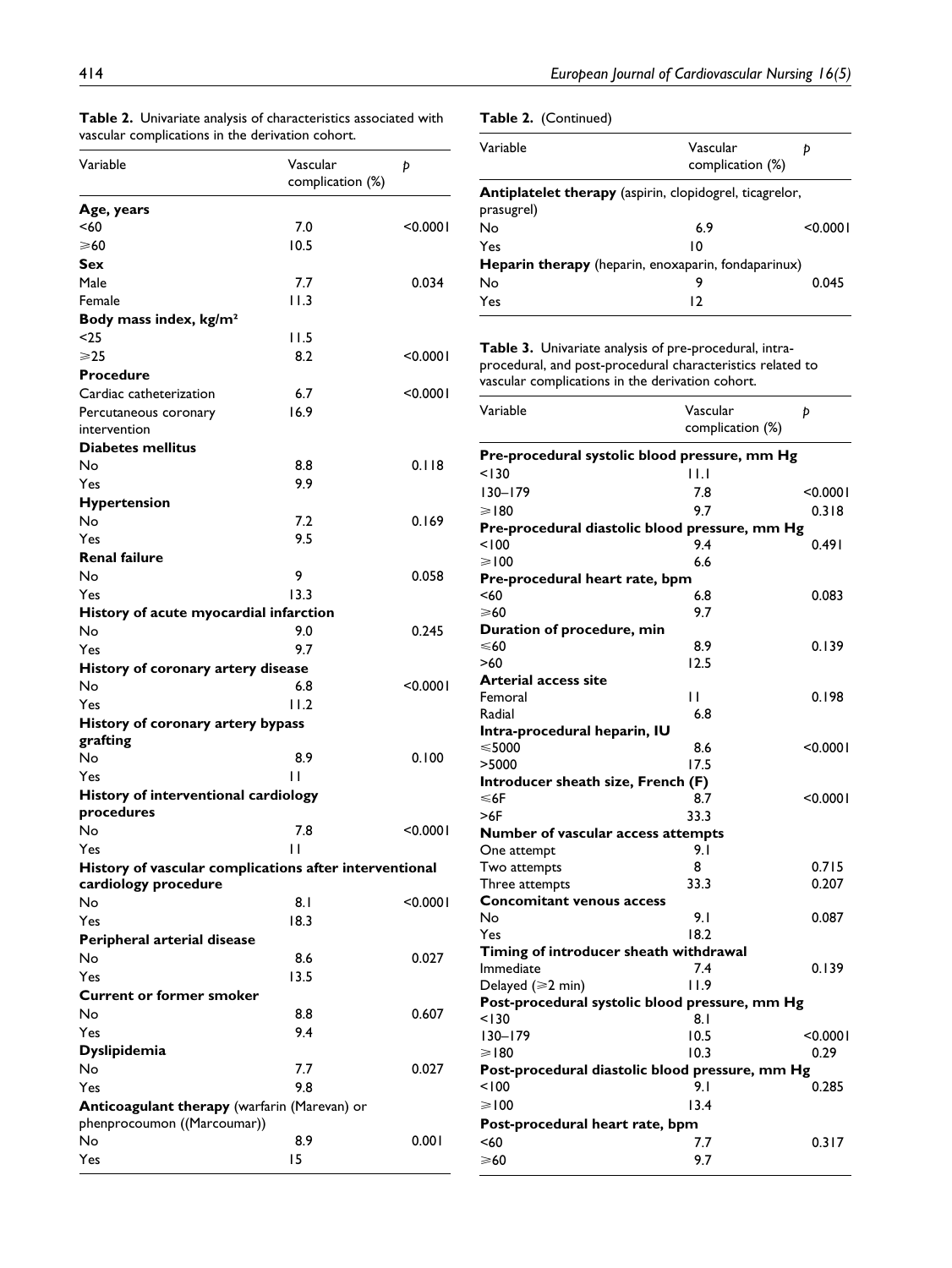**Table 2.** Univariate analysis of characteristics associated with vascular complications in the derivation cohort.

| Variable | Vascular complication (%) | p |
|---|---|---|
| **Age, years** | | |
| <60 | 7.0 | <0.0001 |
| ⩾60 | 10.5 | |
| **Sex** | | |
| Male | 7.7 | 0.034 |
| Female | 11.3 | |
| **Body mass index, kg/m²** | | |
| <25 | 11.5 | |
| ⩾25 | 8.2 | <0.0001 |
| **Procedure** | | |
| Cardiac catheterization | 6.7 | <0.0001 |
| Percutaneous coronary intervention | 16.9 | |
| **Diabetes mellitus** | | |
| No | 8.8 | 0.118 |
| Yes | 9.9 | |
| **Hypertension** | | |
| No | 7.2 | 0.169 |
| Yes | 9.5 | |
| **Renal failure** | | |
| No | 9 | 0.058 |
| Yes | 13.3 | |
| **History of acute myocardial infarction** | | |
| No | 9.0 | 0.245 |
| Yes | 9.7 | |
| **History of coronary artery disease** | | |
| No | 6.8 | <0.0001 |
| Yes | 11.2 | |
| **History of coronary artery bypass grafting** | | |
| No | 8.9 | 0.100 |
| Yes | 11 | |
| **History of interventional cardiology procedures** | | |
| No | 7.8 | <0.0001 |
| Yes | 11 | |
| **History of vascular complications after interventional cardiology procedure** | | |
| No | 8.1 | <0.0001 |
| Yes | 18.3 | |
| **Peripheral arterial disease** | | |
| No | 8.6 | 0.027 |
| Yes | 13.5 | |
| **Current or former smoker** | | |
| No | 8.8 | 0.607 |
| Yes | 9.4 | |
| **Dyslipidemia** | | |
| No | 7.7 | 0.027 |
| Yes | 9.8 | |
| **Anticoagulant therapy** (warfarin (Marevan) or phenprocoumon ((Marcoumar)) | | |
| No | 8.9 | 0.001 |
| Yes | 15 | |
| **Antiplatelet therapy** (aspirin, clopidogrel, ticagrelor, prasugrel) | | |
| No | 6.9 | <0.0001 |
| Yes | 10 | |
| **Heparin therapy** (heparin, enoxaparin, fondaparinux) | | |
| No | 9 | 0.045 |
| Yes | 12 | |

**Table 3.** Univariate analysis of pre-procedural, intra-procedural, and post-procedural characteristics related to vascular complications in the derivation cohort.

| Variable | Vascular complication (%) | p |
|---|---|---|
| **Pre-procedural systolic blood pressure, mm Hg** | | |
| <130 | 11.1 | |
| 130–179 | 7.8 | <0.0001 |
| ⩾180 | 9.7 | 0.318 |
| **Pre-procedural diastolic blood pressure, mm Hg** | | |
| <100 | 9.4 | 0.491 |
| ⩾100 | 6.6 | |
| **Pre-procedural heart rate, bpm** | | |
| <60 | 6.8 | 0.083 |
| ⩾60 | 9.7 | |
| **Duration of procedure, min** | | |
| ⩽60 | 8.9 | 0.139 |
| >60 | 12.5 | |
| **Arterial access site** | | |
| Femoral | 11 | 0.198 |
| Radial | 6.8 | |
| **Intra-procedural heparin, IU** | | |
| ⩽5000 | 8.6 | <0.0001 |
| >5000 | 17.5 | |
| **Introducer sheath size, French (F)** | | |
| ⩽6F | 8.7 | <0.0001 |
| >6F | 33.3 | |
| **Number of vascular access attempts** | | |
| One attempt | 9.1 | |
| Two attempts | 8 | 0.715 |
| Three attempts | 33.3 | 0.207 |
| **Concomitant venous access** | | |
| No | 9.1 | 0.087 |
| Yes | 18.2 | |
| **Timing of introducer sheath withdrawal** | | |
| Immediate | 7.4 | 0.139 |
| Delayed (⩾2 min) | 11.9 | |
| **Post-procedural systolic blood pressure, mm Hg** | | |
| <130 | 8.1 | |
| 130–179 | 10.5 | <0.0001 |
| ⩾180 | 10.3 | 0.29 |
| **Post-procedural diastolic blood pressure, mm Hg** | | |
| <100 | 9.1 | 0.285 |
| ⩾100 | 13.4 | |
| **Post-procedural heart rate, bpm** | | |
| <60 | 7.7 | 0.317 |
| ⩾60 | 9.7 | |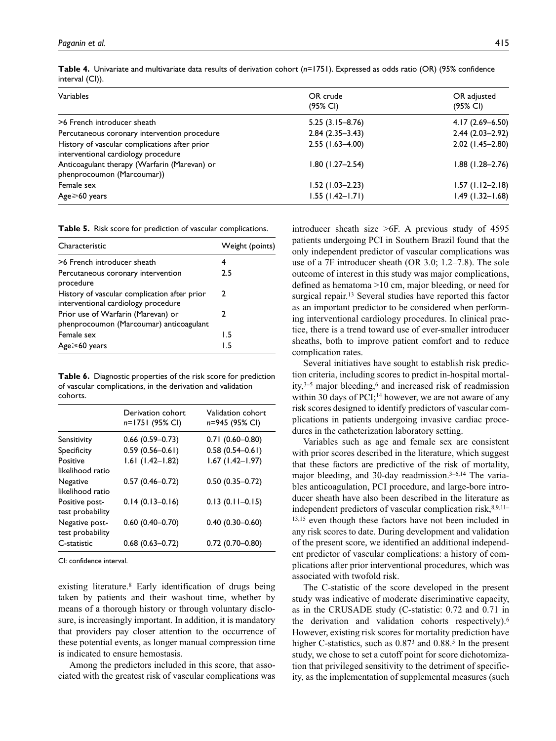**Table 4.** Univariate and multivariate data results of derivation cohort (*n*=1751). Expressed as odds ratio (OR) (95% confidence interval (CI)).

| Variables | OR crude (95% CI) | OR adjusted (95% CI) |
|---|---|---|
| >6 French introducer sheath | 5.25 (3.15–8.76) | 4.17 (2.69–6.50) |
| Percutaneous coronary intervention procedure | 2.84 (2.35–3.43) | 2.44 (2.03–2.92) |
| History of vascular complications after prior interventional cardiology procedure | 2.55 (1.63–4.00) | 2.02 (1.45–2.80) |
| Anticoagulant therapy (Warfarin (Marevan) or phenprocoumon (Marcoumar)) | 1.80 (1.27–2.54) | 1.88 (1.28–2.76) |
| Female sex | 1.52 (1.03–2.23) | 1.57 (1.12–2.18) |
| Age⩾60 years | 1.55 (1.42–1.71) | 1.49 (1.32–1.68) |

**Table 5.** Risk score for prediction of vascular complications.

| Characteristic | Weight (points) |
|---|---|
| >6 French introducer sheath | 4 |
| Percutaneous coronary intervention procedure | 2.5 |
| History of vascular complication after prior interventional cardiology procedure | 2 |
| Prior use of Warfarin (Marevan) or phenprocoumon (Marcoumar) anticoagulant | 2 |
| Female sex | 1.5 |
| Age⩾60 years | 1.5 |

**Table 6.** Diagnostic properties of the risk score for prediction of vascular complications, in the derivation and validation cohorts.

| | Derivation cohort *n*=1751 (95% CI) | Validation cohort *n*=945 (95% CI) |
|---|---|---|
| Sensitivity | 0.66 (0.59–0.73) | 0.71 (0.60–0.80) |
| Specificity | 0.59 (0.56–0.61) | 0.58 (0.54–0.61) |
| Positive likelihood ratio | 1.61 (1.42–1.82) | 1.67 (1.42–1.97) |
| Negative likelihood ratio | 0.57 (0.46–0.72) | 0.50 (0.35–0.72) |
| Positive post-test probability | 0.14 (0.13–0.16) | 0.13 (0.11–0.15) |
| Negative post-test probability | 0.60 (0.40–0.70) | 0.40 (0.30–0.60) |
| C-statistic | 0.68 (0.63–0.72) | 0.72 (0.70–0.80) |

CI: confidence interval.

existing literature.[8] Early identification of drugs being taken by patients and their washout time, whether by means of a thorough history or through voluntary disclosure, is increasingly important. In addition, it is mandatory that providers pay closer attention to the occurrence of these potential events, as longer manual compression time is indicated to ensure hemostasis.

Among the predictors included in this score, that associated with the greatest risk of vascular complications was introducer sheath size >6F. A previous study of 4595 patients undergoing PCI in Southern Brazil found that the only independent predictor of vascular complications was use of a 7F introducer sheath (OR 3.0; 1.2–7.8). The sole outcome of interest in this study was major complications, defined as hematoma >10 cm, major bleeding, or need for surgical repair.[13] Several studies have reported this factor as an important predictor to be considered when performing interventional cardiology procedures. In clinical practice, there is a trend toward use of ever-smaller introducer sheaths, both to improve patient comfort and to reduce complication rates.

Several initiatives have sought to establish risk prediction criteria, including scores to predict in-hospital mortality,[3–5] major bleeding,[6] and increased risk of readmission within 30 days of PCI;[14] however, we are not aware of any risk scores designed to identify predictors of vascular complications in patients undergoing invasive cardiac procedures in the catheterization laboratory setting.

Variables such as age and female sex are consistent with prior scores described in the literature, which suggest that these factors are predictive of the risk of mortality, major bleeding, and 30-day readmission.[3–6,14] The variables anticoagulation, PCI procedure, and large-bore introducer sheath have also been described in the literature as independent predictors of vascular complication risk,[8,9,11–13,15] even though these factors have not been included in any risk scores to date. During development and validation of the present score, we identified an additional independent predictor of vascular complications: a history of complications after prior interventional procedures, which was associated with twofold risk.

The C-statistic of the score developed in the present study was indicative of moderate discriminative capacity, as in the CRUSADE study (C-statistic: 0.72 and 0.71 in the derivation and validation cohorts respectively).[6] However, existing risk scores for mortality prediction have higher C-statistics, such as 0.87[3] and 0.88.[5] In the present study, we chose to set a cutoff point for score dichotomization that privileged sensitivity to the detriment of specificity, as the implementation of supplemental measures (such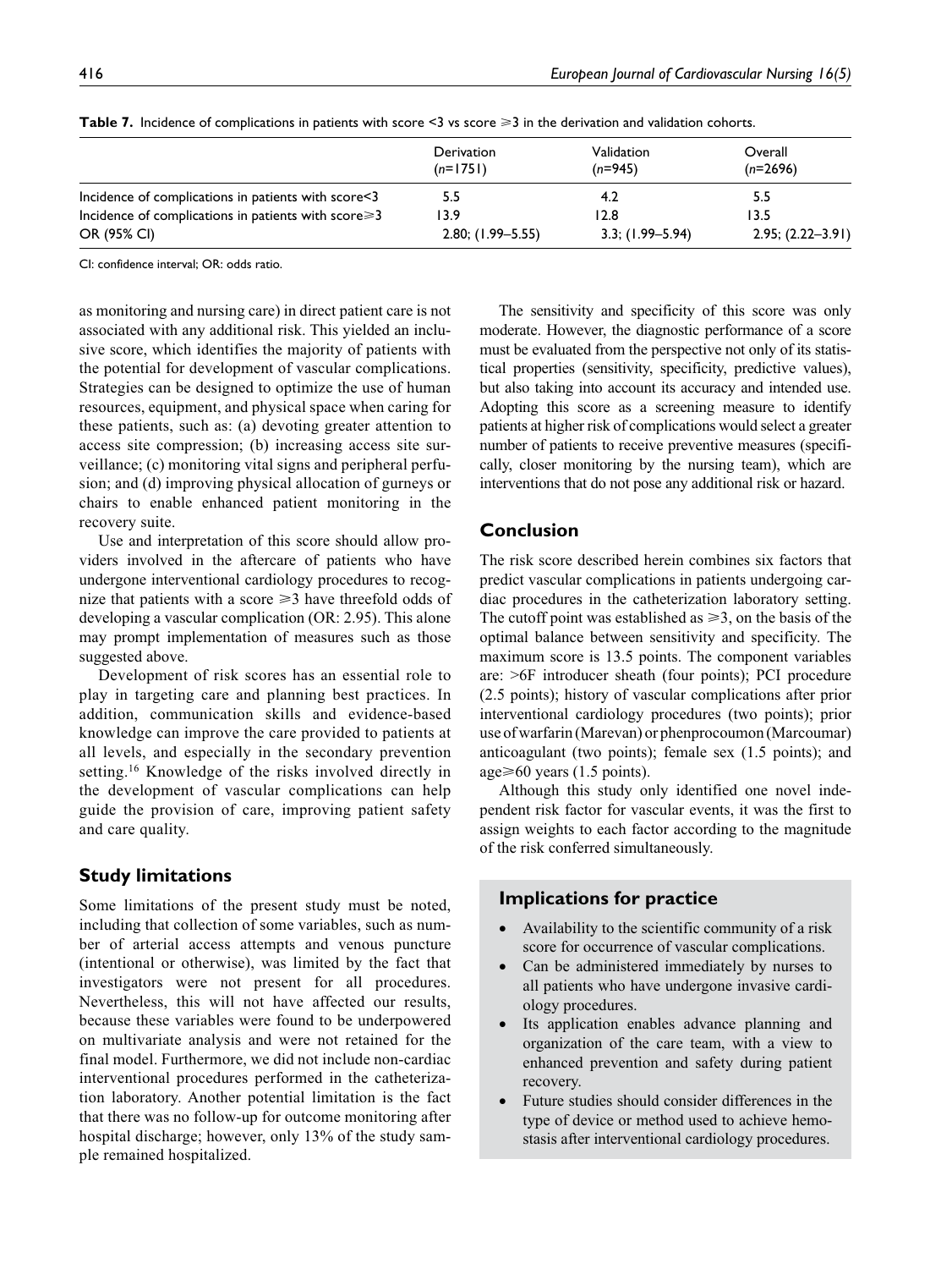**Table 7.** Incidence of complications in patients with score <3 vs score ⩾3 in the derivation and validation cohorts.

| | Derivation (*n*=1751) | Validation (*n*=945) | Overall (*n*=2696) |
|---|---|---|---|
| Incidence of complications in patients with score<3 | 5.5 | 4.2 | 5.5 |
| Incidence of complications in patients with score⩾3 | 13.9 | 12.8 | 13.5 |
| OR (95% CI) | 2.80; (1.99–5.55) | 3.3; (1.99–5.94) | 2.95; (2.22–3.91) |

CI: confidence interval; OR: odds ratio.

as monitoring and nursing care) in direct patient care is not associated with any additional risk. This yielded an inclusive score, which identifies the majority of patients with the potential for development of vascular complications. Strategies can be designed to optimize the use of human resources, equipment, and physical space when caring for these patients, such as: (a) devoting greater attention to access site compression; (b) increasing access site surveillance; (c) monitoring vital signs and peripheral perfusion; and (d) improving physical allocation of gurneys or chairs to enable enhanced patient monitoring in the recovery suite.

Use and interpretation of this score should allow providers involved in the aftercare of patients who have undergone interventional cardiology procedures to recognize that patients with a score ⩾3 have threefold odds of developing a vascular complication (OR: 2.95). This alone may prompt implementation of measures such as those suggested above.

Development of risk scores has an essential role to play in targeting care and planning best practices. In addition, communication skills and evidence-based knowledge can improve the care provided to patients at all levels, and especially in the secondary prevention setting.[16] Knowledge of the risks involved directly in the development of vascular complications can help guide the provision of care, improving patient safety and care quality.

## Study limitations

Some limitations of the present study must be noted, including that collection of some variables, such as number of arterial access attempts and venous puncture (intentional or otherwise), was limited by the fact that investigators were not present for all procedures. Nevertheless, this will not have affected our results, because these variables were found to be underpowered on multivariate analysis and were not retained for the final model. Furthermore, we did not include non-cardiac interventional procedures performed in the catheterization laboratory. Another potential limitation is the fact that there was no follow-up for outcome monitoring after hospital discharge; however, only 13% of the study sample remained hospitalized.

The sensitivity and specificity of this score was only moderate. However, the diagnostic performance of a score must be evaluated from the perspective not only of its statistical properties (sensitivity, specificity, predictive values), but also taking into account its accuracy and intended use. Adopting this score as a screening measure to identify patients at higher risk of complications would select a greater number of patients to receive preventive measures (specifically, closer monitoring by the nursing team), which are interventions that do not pose any additional risk or hazard.

## Conclusion

The risk score described herein combines six factors that predict vascular complications in patients undergoing cardiac procedures in the catheterization laboratory setting. The cutoff point was established as ⩾3, on the basis of the optimal balance between sensitivity and specificity. The maximum score is 13.5 points. The component variables are: >6F introducer sheath (four points); PCI procedure (2.5 points); history of vascular complications after prior interventional cardiology procedures (two points); prior use of warfarin (Marevan) or phenprocoumon (Marcoumar) anticoagulant (two points); female sex (1.5 points); and age⩾60 years (1.5 points).

Although this study only identified one novel independent risk factor for vascular events, it was the first to assign weights to each factor according to the magnitude of the risk conferred simultaneously.

## Implications for practice

- Availability to the scientific community of a risk score for occurrence of vascular complications.
- Can be administered immediately by nurses to all patients who have undergone invasive cardiology procedures.
- Its application enables advance planning and organization of the care team, with a view to enhanced prevention and safety during patient recovery.
- Future studies should consider differences in the type of device or method used to achieve hemostasis after interventional cardiology procedures.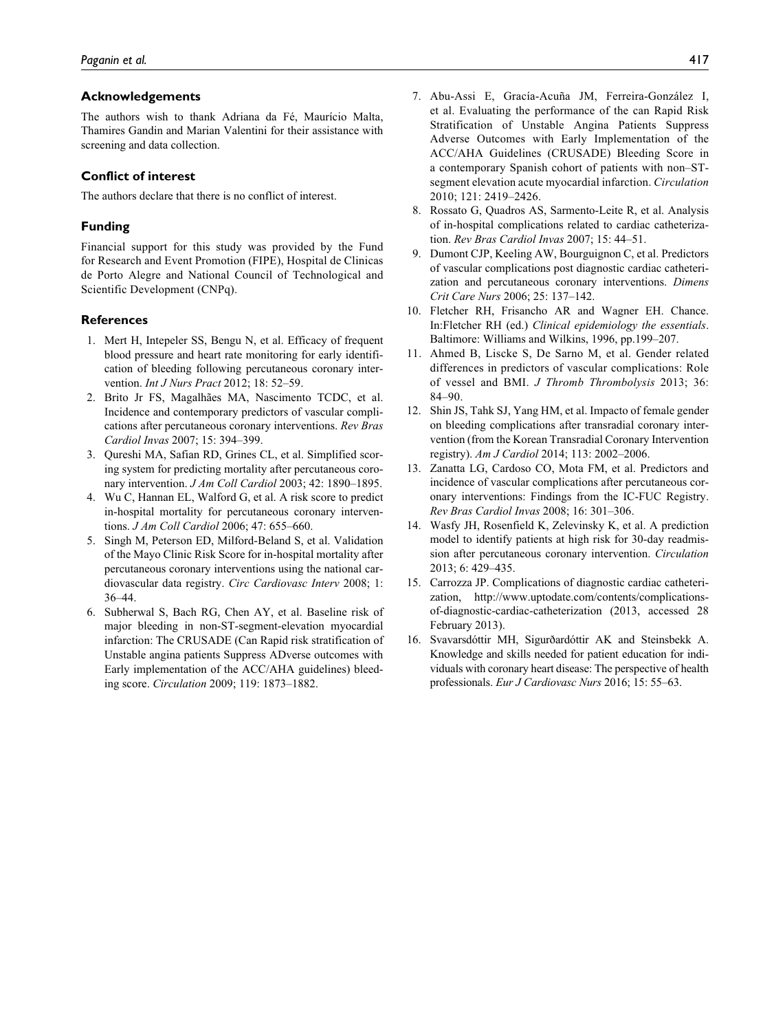## Acknowledgements

The authors wish to thank Adriana da Fé, Maurício Malta, Thamires Gandin and Marian Valentini for their assistance with screening and data collection.

## Conflict of interest

The authors declare that there is no conflict of interest.

## Funding

Financial support for this study was provided by the Fund for Research and Event Promotion (FIPE), Hospital de Clinicas de Porto Alegre and National Council of Technological and Scientific Development (CNPq).

## References

1. Mert H, Intepeler SS, Bengu N, et al. Efficacy of frequent blood pressure and heart rate monitoring for early identification of bleeding following percutaneous coronary intervention. *Int J Nurs Pract* 2012; 18: 52–59.
2. Brito Jr FS, Magalhães MA, Nascimento TCDC, et al. Incidence and contemporary predictors of vascular complications after percutaneous coronary interventions. *Rev Bras Cardiol Invas* 2007; 15: 394–399.
3. Qureshi MA, Safian RD, Grines CL, et al. Simplified scoring system for predicting mortality after percutaneous coronary intervention. *J Am Coll Cardiol* 2003; 42: 1890–1895.
4. Wu C, Hannan EL, Walford G, et al. A risk score to predict in-hospital mortality for percutaneous coronary interventions. *J Am Coll Cardiol* 2006; 47: 655–660.
5. Singh M, Peterson ED, Milford-Beland S, et al. Validation of the Mayo Clinic Risk Score for in-hospital mortality after percutaneous coronary interventions using the national cardiovascular data registry. *Circ Cardiovasc Interv* 2008; 1: 36–44.
6. Subherwal S, Bach RG, Chen AY, et al. Baseline risk of major bleeding in non-ST-segment-elevation myocardial infarction: The CRUSADE (Can Rapid risk stratification of Unstable angina patients Suppress ADverse outcomes with Early implementation of the ACC/AHA guidelines) bleeding score. *Circulation* 2009; 119: 1873–1882.
7. Abu-Assi E, Gracía-Acuña JM, Ferreira-González I, et al. Evaluating the performance of the can Rapid Risk Stratification of Unstable Angina Patients Suppress Adverse Outcomes with Early Implementation of the ACC/AHA Guidelines (CRUSADE) Bleeding Score in a contemporary Spanish cohort of patients with non–ST-segment elevation acute myocardial infarction. *Circulation* 2010; 121: 2419–2426.
8. Rossato G, Quadros AS, Sarmento-Leite R, et al. Analysis of in-hospital complications related to cardiac catheterization. *Rev Bras Cardiol Invas* 2007; 15: 44–51.
9. Dumont CJP, Keeling AW, Bourguignon C, et al. Predictors of vascular complications post diagnostic cardiac catheterization and percutaneous coronary interventions. *Dimens Crit Care Nurs* 2006; 25: 137–142.
10. Fletcher RH, Frisancho AR and Wagner EH. Chance. In:Fletcher RH (ed.) *Clinical epidemiology the essentials*. Baltimore: Williams and Wilkins, 1996, pp.199–207.
11. Ahmed B, Liscke S, De Sarno M, et al. Gender related differences in predictors of vascular complications: Role of vessel and BMI. *J Thromb Thrombolysis* 2013; 36: 84–90.
12. Shin JS, Tahk SJ, Yang HM, et al. Impacto of female gender on bleeding complications after transradial coronary intervention (from the Korean Transradial Coronary Intervention registry). *Am J Cardiol* 2014; 113: 2002–2006.
13. Zanatta LG, Cardoso CO, Mota FM, et al. Predictors and incidence of vascular complications after percutaneous coronary interventions: Findings from the IC-FUC Registry. *Rev Bras Cardiol Invas* 2008; 16: 301–306.
14. Wasfy JH, Rosenfield K, Zelevinsky K, et al. A prediction model to identify patients at high risk for 30-day readmission after percutaneous coronary intervention. *Circulation* 2013; 6: 429–435.
15. Carrozza JP. Complications of diagnostic cardiac catheterization, http://www.uptodate.com/contents/complications-of-diagnostic-cardiac-catheterization (2013, accessed 28 February 2013).
16. Svavarsdóttir MH, Sigurðardóttir AK and Steinsbekk A. Knowledge and skills needed for patient education for individuals with coronary heart disease: The perspective of health professionals. *Eur J Cardiovasc Nurs* 2016; 15: 55–63.